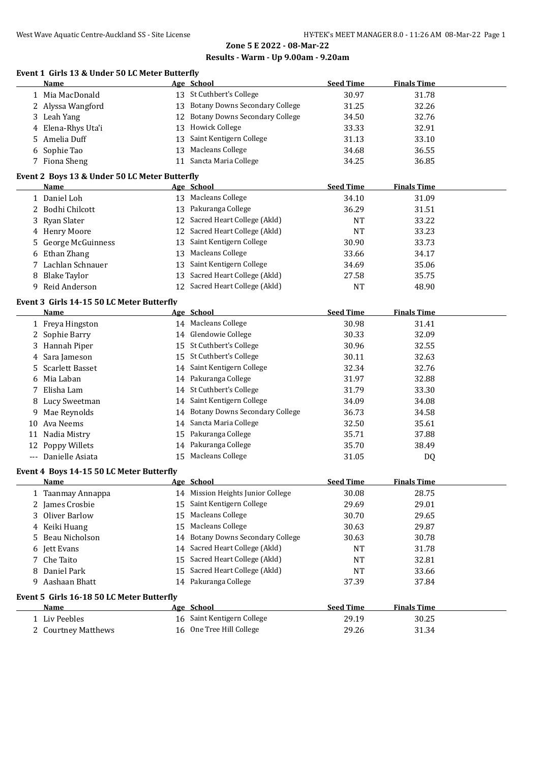## Zone 5 E 2022 - 08-Mar-22

## Results - Warm - Up 9.00am - 9.20am

### Event 1 Girls 13 & Under 50 LC Meter Butterfly

| | Name | Age | School | Seed Time | Finals Time |
|---|---|---|---|---|---|
| 1 | Mia MacDonald | 13 | St Cuthbert's College | 30.97 | 31.78 |
| 2 | Alyssa Wangford | 13 | Botany Downs Secondary College | 31.25 | 32.26 |
| 3 | Leah Yang | 12 | Botany Downs Secondary College | 34.50 | 32.76 |
| 4 | Elena-Rhys Uta'i | 13 | Howick College | 33.33 | 32.91 |
| 5 | Amelia Duff | 13 | Saint Kentigern College | 31.13 | 33.10 |
| 6 | Sophie Tao | 13 | Macleans College | 34.68 | 36.55 |
| 7 | Fiona Sheng | 11 | Sancta Maria College | 34.25 | 36.85 |

### Event 2 Boys 13 & Under 50 LC Meter Butterfly

| | Name | Age | School | Seed Time | Finals Time |
|---|---|---|---|---|---|
| 1 | Daniel Loh | 13 | Macleans College | 34.10 | 31.09 |
| 2 | Bodhi Chilcott | 13 | Pakuranga College | 36.29 | 31.51 |
| 3 | Ryan Slater | 12 | Sacred Heart College (Akld) | NT | 33.22 |
| 4 | Henry Moore | 12 | Sacred Heart College (Akld) | NT | 33.23 |
| 5 | George McGuinness | 13 | Saint Kentigern College | 30.90 | 33.73 |
| 6 | Ethan Zhang | 13 | Macleans College | 33.66 | 34.17 |
| 7 | Lachlan Schnauer | 13 | Saint Kentigern College | 34.69 | 35.06 |
| 8 | Blake Taylor | 13 | Sacred Heart College (Akld) | 27.58 | 35.75 |
| 9 | Reid Anderson | 12 | Sacred Heart College (Akld) | NT | 48.90 |

### Event 3 Girls 14-15 50 LC Meter Butterfly

| | Name | Age | School | Seed Time | Finals Time |
|---|---|---|---|---|---|
| 1 | Freya Hingston | 14 | Macleans College | 30.98 | 31.41 |
| 2 | Sophie Barry | 14 | Glendowie College | 30.33 | 32.09 |
| 3 | Hannah Piper | 15 | St Cuthbert's College | 30.96 | 32.55 |
| 4 | Sara Jameson | 15 | St Cuthbert's College | 30.11 | 32.63 |
| 5 | Scarlett Basset | 14 | Saint Kentigern College | 32.34 | 32.76 |
| 6 | Mia Laban | 14 | Pakuranga College | 31.97 | 32.88 |
| 7 | Elisha Lam | 14 | St Cuthbert's College | 31.79 | 33.30 |
| 8 | Lucy Sweetman | 14 | Saint Kentigern College | 34.09 | 34.08 |
| 9 | Mae Reynolds | 14 | Botany Downs Secondary College | 36.73 | 34.58 |
| 10 | Ava Neems | 14 | Sancta Maria College | 32.50 | 35.61 |
| 11 | Nadia Mistry | 15 | Pakuranga College | 35.71 | 37.88 |
| 12 | Poppy Willets | 14 | Pakuranga College | 35.70 | 38.49 |
| --- | Danielle Asiata | 15 | Macleans College | 31.05 | DQ |

### Event 4 Boys 14-15 50 LC Meter Butterfly

| | Name | Age | School | Seed Time | Finals Time |
|---|---|---|---|---|---|
| 1 | Taanmay Annappa | 14 | Mission Heights Junior College | 30.08 | 28.75 |
| 2 | James Crosbie | 15 | Saint Kentigern College | 29.69 | 29.01 |
| 3 | Oliver Barlow | 15 | Macleans College | 30.70 | 29.65 |
| 4 | Keiki Huang | 15 | Macleans College | 30.63 | 29.87 |
| 5 | Beau Nicholson | 14 | Botany Downs Secondary College | 30.63 | 30.78 |
| 6 | Jett Evans | 14 | Sacred Heart College (Akld) | NT | 31.78 |
| 7 | Che Taito | 15 | Sacred Heart College (Akld) | NT | 32.81 |
| 8 | Daniel Park | 15 | Sacred Heart College (Akld) | NT | 33.66 |
| 9 | Aashaan Bhatt | 14 | Pakuranga College | 37.39 | 37.84 |

### Event 5 Girls 16-18 50 LC Meter Butterfly

| | Name | Age | School | Seed Time | Finals Time |
|---|---|---|---|---|---|
| 1 | Liv Peebles | 16 | Saint Kentigern College | 29.19 | 30.25 |
| 2 | Courtney Matthews | 16 | One Tree Hill College | 29.26 | 31.34 |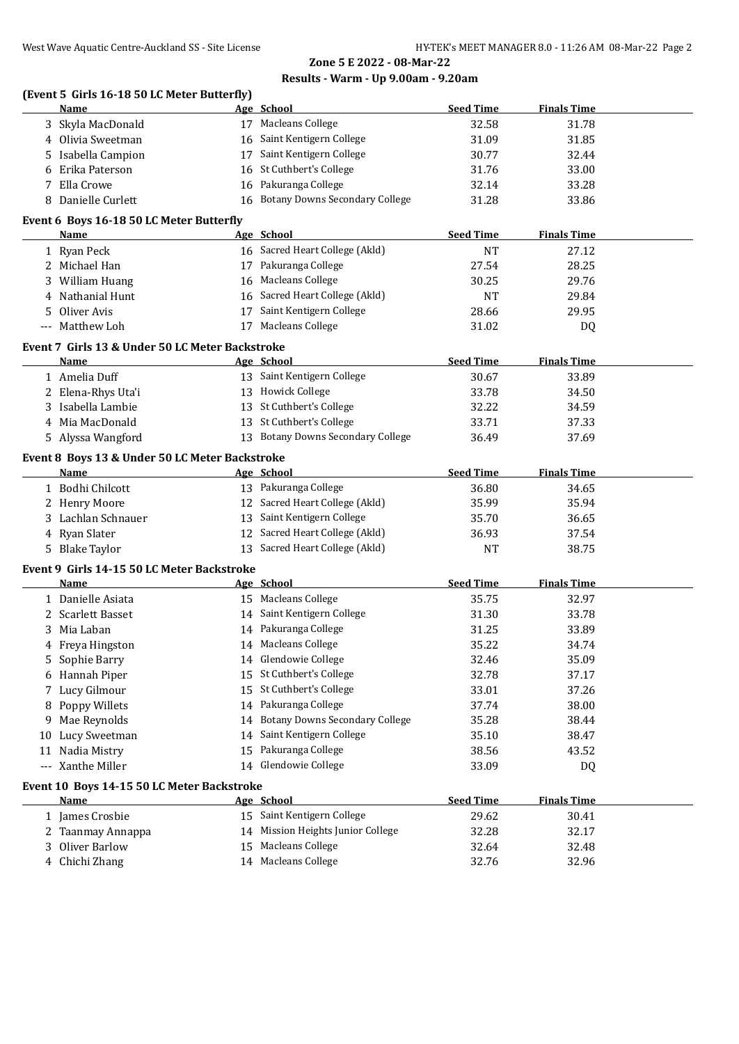**Zone 5 E 2022 - 08-Mar-22**

**Results - Warm - Up 9.00am - 9.20am**

### (Event 5 Girls 16-18 50 LC Meter Butterfly)

| | Name | Age | School | Seed Time | Finals Time |
|---|---|---|---|---|---|
| 3 | Skyla MacDonald | 17 | Macleans College | 32.58 | 31.78 |
| 4 | Olivia Sweetman | 16 | Saint Kentigern College | 31.09 | 31.85 |
| 5 | Isabella Campion | 17 | Saint Kentigern College | 30.77 | 32.44 |
| 6 | Erika Paterson | 16 | St Cuthbert's College | 31.76 | 33.00 |
| 7 | Ella Crowe | 16 | Pakuranga College | 32.14 | 33.28 |
| 8 | Danielle Curlett | 16 | Botany Downs Secondary College | 31.28 | 33.86 |

### Event 6 Boys 16-18 50 LC Meter Butterfly

| | Name | Age | School | Seed Time | Finals Time |
|---|---|---|---|---|---|
| 1 | Ryan Peck | 16 | Sacred Heart College (Akld) | NT | 27.12 |
| 2 | Michael Han | 17 | Pakuranga College | 27.54 | 28.25 |
| 3 | William Huang | 16 | Macleans College | 30.25 | 29.76 |
| 4 | Nathanial Hunt | 16 | Sacred Heart College (Akld) | NT | 29.84 |
| 5 | Oliver Avis | 17 | Saint Kentigern College | 28.66 | 29.95 |
| --- | Matthew Loh | 17 | Macleans College | 31.02 | DQ |

### Event 7 Girls 13 & Under 50 LC Meter Backstroke

| | Name | Age | School | Seed Time | Finals Time |
|---|---|---|---|---|---|
| 1 | Amelia Duff | 13 | Saint Kentigern College | 30.67 | 33.89 |
| 2 | Elena-Rhys Uta'i | 13 | Howick College | 33.78 | 34.50 |
| 3 | Isabella Lambie | 13 | St Cuthbert's College | 32.22 | 34.59 |
| 4 | Mia MacDonald | 13 | St Cuthbert's College | 33.71 | 37.33 |
| 5 | Alyssa Wangford | 13 | Botany Downs Secondary College | 36.49 | 37.69 |

### Event 8 Boys 13 & Under 50 LC Meter Backstroke

| | Name | Age | School | Seed Time | Finals Time |
|---|---|---|---|---|---|
| 1 | Bodhi Chilcott | 13 | Pakuranga College | 36.80 | 34.65 |
| 2 | Henry Moore | 12 | Sacred Heart College (Akld) | 35.99 | 35.94 |
| 3 | Lachlan Schnauer | 13 | Saint Kentigern College | 35.70 | 36.65 |
| 4 | Ryan Slater | 12 | Sacred Heart College (Akld) | 36.93 | 37.54 |
| 5 | Blake Taylor | 13 | Sacred Heart College (Akld) | NT | 38.75 |

### Event 9 Girls 14-15 50 LC Meter Backstroke

| | Name | Age | School | Seed Time | Finals Time |
|---|---|---|---|---|---|
| 1 | Danielle Asiata | 15 | Macleans College | 35.75 | 32.97 |
| 2 | Scarlett Basset | 14 | Saint Kentigern College | 31.30 | 33.78 |
| 3 | Mia Laban | 14 | Pakuranga College | 31.25 | 33.89 |
| 4 | Freya Hingston | 14 | Macleans College | 35.22 | 34.74 |
| 5 | Sophie Barry | 14 | Glendowie College | 32.46 | 35.09 |
| 6 | Hannah Piper | 15 | St Cuthbert's College | 32.78 | 37.17 |
| 7 | Lucy Gilmour | 15 | St Cuthbert's College | 33.01 | 37.26 |
| 8 | Poppy Willets | 14 | Pakuranga College | 37.74 | 38.00 |
| 9 | Mae Reynolds | 14 | Botany Downs Secondary College | 35.28 | 38.44 |
| 10 | Lucy Sweetman | 14 | Saint Kentigern College | 35.10 | 38.47 |
| 11 | Nadia Mistry | 15 | Pakuranga College | 38.56 | 43.52 |
| --- | Xanthe Miller | 14 | Glendowie College | 33.09 | DQ |

### Event 10 Boys 14-15 50 LC Meter Backstroke

| | Name | Age | School | Seed Time | Finals Time |
|---|---|---|---|---|---|
| 1 | James Crosbie | 15 | Saint Kentigern College | 29.62 | 30.41 |
| 2 | Taanmay Annappa | 14 | Mission Heights Junior College | 32.28 | 32.17 |
| 3 | Oliver Barlow | 15 | Macleans College | 32.64 | 32.48 |
| 4 | Chichi Zhang | 14 | Macleans College | 32.76 | 32.96 |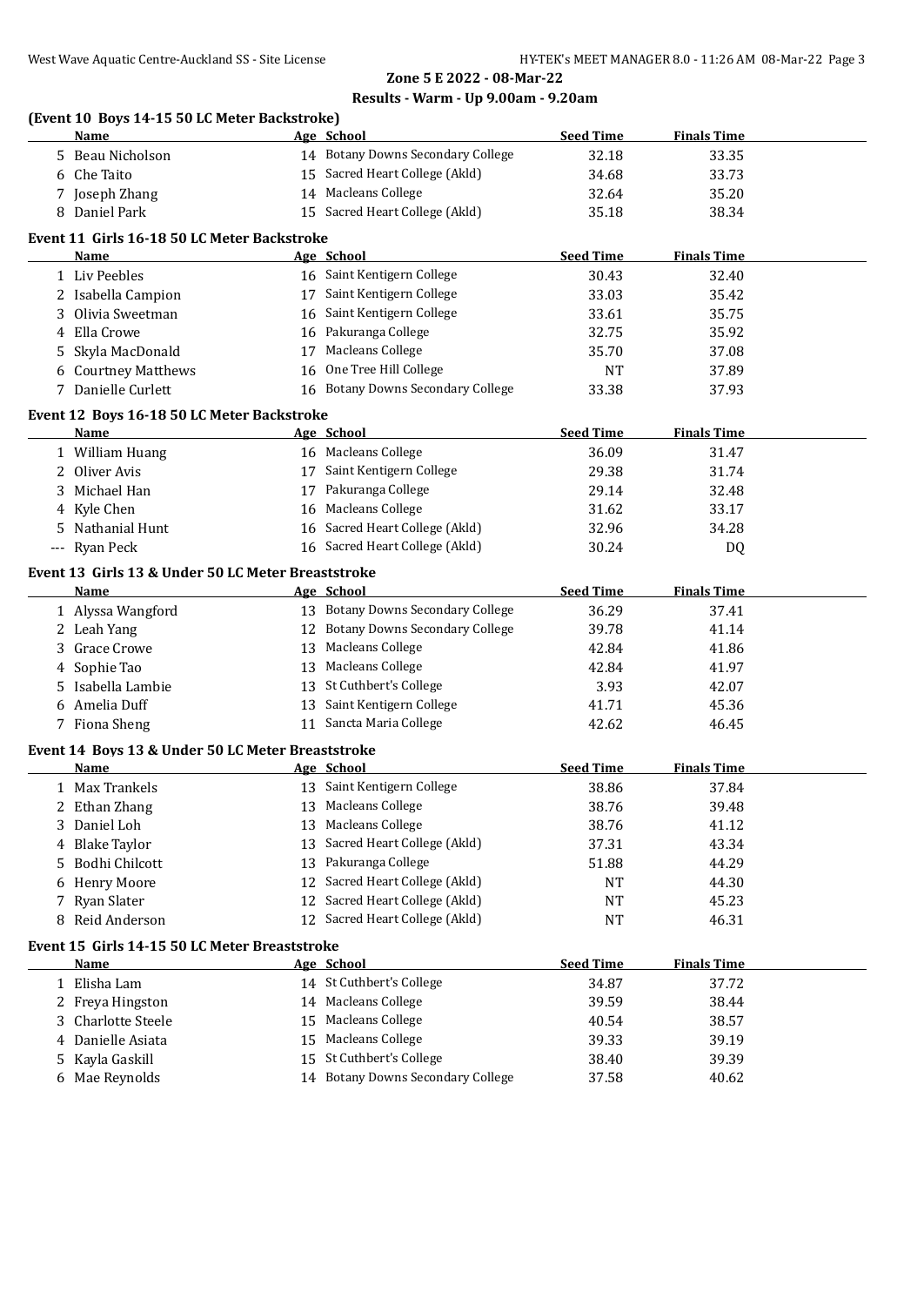**Zone 5 E 2022 - 08-Mar-22**

**Results - Warm - Up 9.00am - 9.20am**

### (Event 10 Boys 14-15 50 LC Meter Backstroke)

| | Name | Age | School | Seed Time | Finals Time |
|---|---|---|---|---|---|
| 5 | Beau Nicholson | 14 | Botany Downs Secondary College | 32.18 | 33.35 |
| 6 | Che Taito | 15 | Sacred Heart College (Akld) | 34.68 | 33.73 |
| 7 | Joseph Zhang | 14 | Macleans College | 32.64 | 35.20 |
| 8 | Daniel Park | 15 | Sacred Heart College (Akld) | 35.18 | 38.34 |

### Event 11 Girls 16-18 50 LC Meter Backstroke

| | Name | Age | School | Seed Time | Finals Time |
|---|---|---|---|---|---|
| 1 | Liv Peebles | 16 | Saint Kentigern College | 30.43 | 32.40 |
| 2 | Isabella Campion | 17 | Saint Kentigern College | 33.03 | 35.42 |
| 3 | Olivia Sweetman | 16 | Saint Kentigern College | 33.61 | 35.75 |
| 4 | Ella Crowe | 16 | Pakuranga College | 32.75 | 35.92 |
| 5 | Skyla MacDonald | 17 | Macleans College | 35.70 | 37.08 |
| 6 | Courtney Matthews | 16 | One Tree Hill College | NT | 37.89 |
| 7 | Danielle Curlett | 16 | Botany Downs Secondary College | 33.38 | 37.93 |

### Event 12 Boys 16-18 50 LC Meter Backstroke

| | Name | Age | School | Seed Time | Finals Time |
|---|---|---|---|---|---|
| 1 | William Huang | 16 | Macleans College | 36.09 | 31.47 |
| 2 | Oliver Avis | 17 | Saint Kentigern College | 29.38 | 31.74 |
| 3 | Michael Han | 17 | Pakuranga College | 29.14 | 32.48 |
| 4 | Kyle Chen | 16 | Macleans College | 31.62 | 33.17 |
| 5 | Nathanial Hunt | 16 | Sacred Heart College (Akld) | 32.96 | 34.28 |
| --- | Ryan Peck | 16 | Sacred Heart College (Akld) | 30.24 | DQ |

### Event 13 Girls 13 & Under 50 LC Meter Breaststroke

| | Name | Age | School | Seed Time | Finals Time |
|---|---|---|---|---|---|
| 1 | Alyssa Wangford | 13 | Botany Downs Secondary College | 36.29 | 37.41 |
| 2 | Leah Yang | 12 | Botany Downs Secondary College | 39.78 | 41.14 |
| 3 | Grace Crowe | 13 | Macleans College | 42.84 | 41.86 |
| 4 | Sophie Tao | 13 | Macleans College | 42.84 | 41.97 |
| 5 | Isabella Lambie | 13 | St Cuthbert's College | 3.93 | 42.07 |
| 6 | Amelia Duff | 13 | Saint Kentigern College | 41.71 | 45.36 |
| 7 | Fiona Sheng | 11 | Sancta Maria College | 42.62 | 46.45 |

### Event 14 Boys 13 & Under 50 LC Meter Breaststroke

| | Name | Age | School | Seed Time | Finals Time |
|---|---|---|---|---|---|
| 1 | Max Trankels | 13 | Saint Kentigern College | 38.86 | 37.84 |
| 2 | Ethan Zhang | 13 | Macleans College | 38.76 | 39.48 |
| 3 | Daniel Loh | 13 | Macleans College | 38.76 | 41.12 |
| 4 | Blake Taylor | 13 | Sacred Heart College (Akld) | 37.31 | 43.34 |
| 5 | Bodhi Chilcott | 13 | Pakuranga College | 51.88 | 44.29 |
| 6 | Henry Moore | 12 | Sacred Heart College (Akld) | NT | 44.30 |
| 7 | Ryan Slater | 12 | Sacred Heart College (Akld) | NT | 45.23 |
| 8 | Reid Anderson | 12 | Sacred Heart College (Akld) | NT | 46.31 |

### Event 15 Girls 14-15 50 LC Meter Breaststroke

| | Name | Age | School | Seed Time | Finals Time |
|---|---|---|---|---|---|
| 1 | Elisha Lam | 14 | St Cuthbert's College | 34.87 | 37.72 |
| 2 | Freya Hingston | 14 | Macleans College | 39.59 | 38.44 |
| 3 | Charlotte Steele | 15 | Macleans College | 40.54 | 38.57 |
| 4 | Danielle Asiata | 15 | Macleans College | 39.33 | 39.19 |
| 5 | Kayla Gaskill | 15 | St Cuthbert's College | 38.40 | 39.39 |
| 6 | Mae Reynolds | 14 | Botany Downs Secondary College | 37.58 | 40.62 |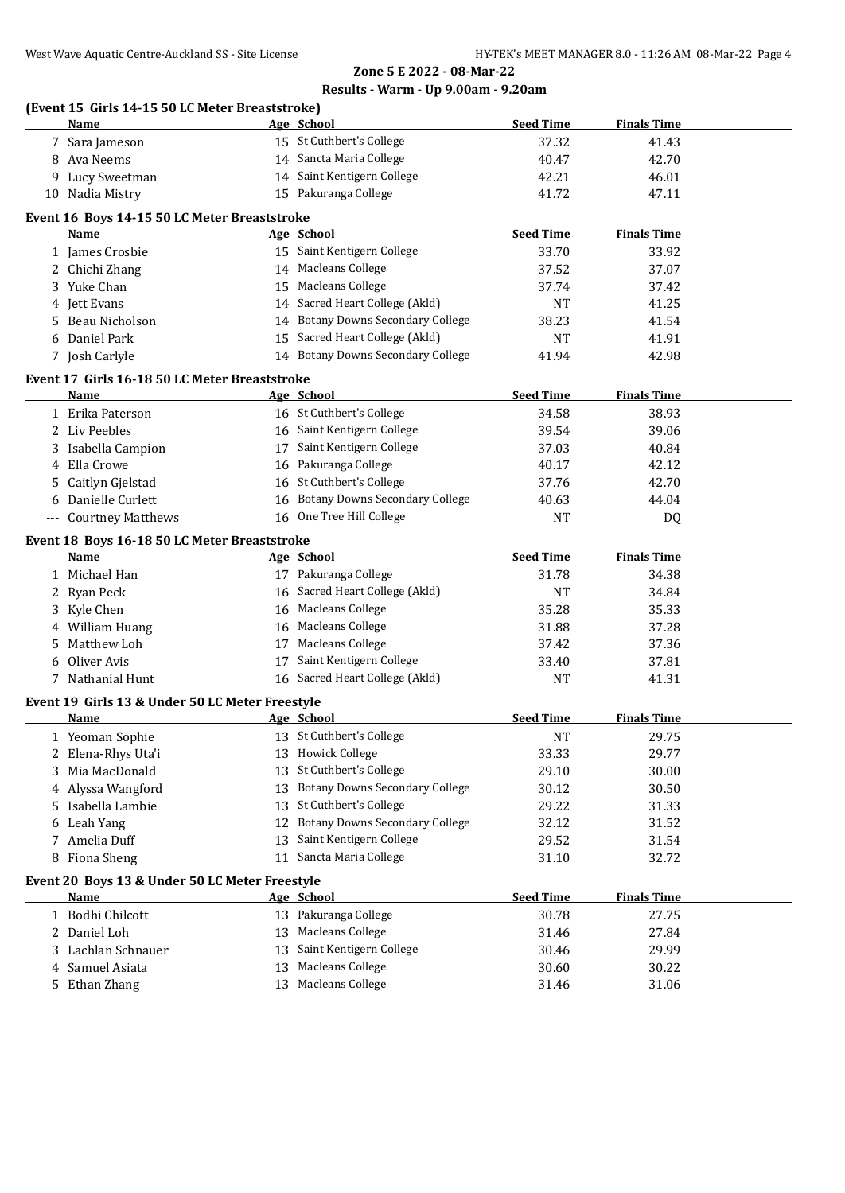## Zone 5 E 2022 - 08-Mar-22

## Results - Warm - Up 9.00am - 9.20am

### (Event 15 Girls 14-15 50 LC Meter Breaststroke)

| | Name | Age | School | Seed Time | Finals Time |
|---|---|---|---|---|---|
| 7 | Sara Jameson | 15 | St Cuthbert's College | 37.32 | 41.43 |
| 8 | Ava Neems | 14 | Sancta Maria College | 40.47 | 42.70 |
| 9 | Lucy Sweetman | 14 | Saint Kentigern College | 42.21 | 46.01 |
| 10 | Nadia Mistry | 15 | Pakuranga College | 41.72 | 47.11 |

### Event 16 Boys 14-15 50 LC Meter Breaststroke

| | Name | Age | School | Seed Time | Finals Time |
|---|---|---|---|---|---|
| 1 | James Crosbie | 15 | Saint Kentigern College | 33.70 | 33.92 |
| 2 | Chichi Zhang | 14 | Macleans College | 37.52 | 37.07 |
| 3 | Yuke Chan | 15 | Macleans College | 37.74 | 37.42 |
| 4 | Jett Evans | 14 | Sacred Heart College (Akld) | NT | 41.25 |
| 5 | Beau Nicholson | 14 | Botany Downs Secondary College | 38.23 | 41.54 |
| 6 | Daniel Park | 15 | Sacred Heart College (Akld) | NT | 41.91 |
| 7 | Josh Carlyle | 14 | Botany Downs Secondary College | 41.94 | 42.98 |

### Event 17 Girls 16-18 50 LC Meter Breaststroke

| | Name | Age | School | Seed Time | Finals Time |
|---|---|---|---|---|---|
| 1 | Erika Paterson | 16 | St Cuthbert's College | 34.58 | 38.93 |
| 2 | Liv Peebles | 16 | Saint Kentigern College | 39.54 | 39.06 |
| 3 | Isabella Campion | 17 | Saint Kentigern College | 37.03 | 40.84 |
| 4 | Ella Crowe | 16 | Pakuranga College | 40.17 | 42.12 |
| 5 | Caitlyn Gjelstad | 16 | St Cuthbert's College | 37.76 | 42.70 |
| 6 | Danielle Curlett | 16 | Botany Downs Secondary College | 40.63 | 44.04 |
| --- | Courtney Matthews | 16 | One Tree Hill College | NT | DQ |

### Event 18 Boys 16-18 50 LC Meter Breaststroke

| | Name | Age | School | Seed Time | Finals Time |
|---|---|---|---|---|---|
| 1 | Michael Han | 17 | Pakuranga College | 31.78 | 34.38 |
| 2 | Ryan Peck | 16 | Sacred Heart College (Akld) | NT | 34.84 |
| 3 | Kyle Chen | 16 | Macleans College | 35.28 | 35.33 |
| 4 | William Huang | 16 | Macleans College | 31.88 | 37.28 |
| 5 | Matthew Loh | 17 | Macleans College | 37.42 | 37.36 |
| 6 | Oliver Avis | 17 | Saint Kentigern College | 33.40 | 37.81 |
| 7 | Nathanial Hunt | 16 | Sacred Heart College (Akld) | NT | 41.31 |

### Event 19 Girls 13 & Under 50 LC Meter Freestyle

| | Name | Age | School | Seed Time | Finals Time |
|---|---|---|---|---|---|
| 1 | Yeoman Sophie | 13 | St Cuthbert's College | NT | 29.75 |
| 2 | Elena-Rhys Uta'i | 13 | Howick College | 33.33 | 29.77 |
| 3 | Mia MacDonald | 13 | St Cuthbert's College | 29.10 | 30.00 |
| 4 | Alyssa Wangford | 13 | Botany Downs Secondary College | 30.12 | 30.50 |
| 5 | Isabella Lambie | 13 | St Cuthbert's College | 29.22 | 31.33 |
| 6 | Leah Yang | 12 | Botany Downs Secondary College | 32.12 | 31.52 |
| 7 | Amelia Duff | 13 | Saint Kentigern College | 29.52 | 31.54 |
| 8 | Fiona Sheng | 11 | Sancta Maria College | 31.10 | 32.72 |

### Event 20 Boys 13 & Under 50 LC Meter Freestyle

| | Name | Age | School | Seed Time | Finals Time |
|---|---|---|---|---|---|
| 1 | Bodhi Chilcott | 13 | Pakuranga College | 30.78 | 27.75 |
| 2 | Daniel Loh | 13 | Macleans College | 31.46 | 27.84 |
| 3 | Lachlan Schnauer | 13 | Saint Kentigern College | 30.46 | 29.99 |
| 4 | Samuel Asiata | 13 | Macleans College | 30.60 | 30.22 |
| 5 | Ethan Zhang | 13 | Macleans College | 31.46 | 31.06 |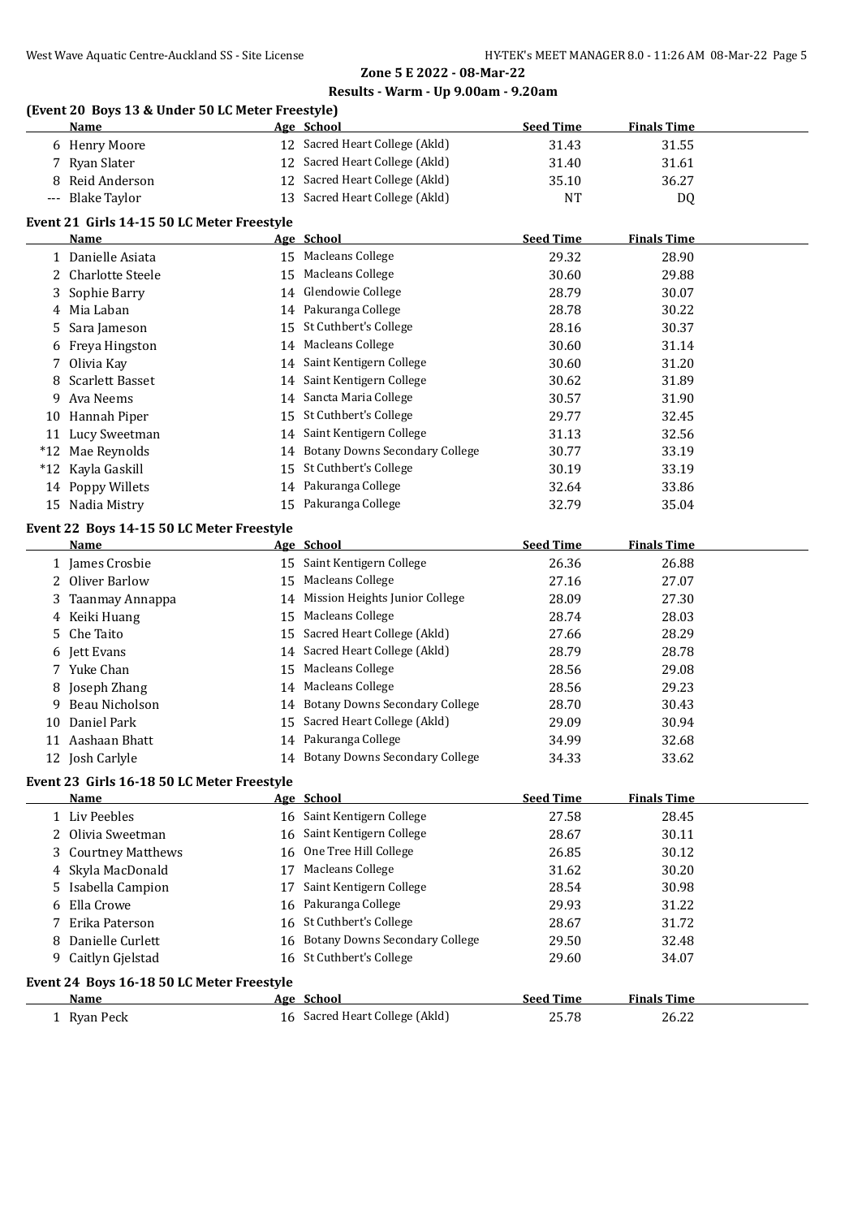## Zone 5 E 2022 - 08-Mar-22

### Results - Warm - Up 9.00am - 9.20am

### (Event 20 Boys 13 & Under 50 LC Meter Freestyle)

| | Name | Age | School | Seed Time | Finals Time |
|---|---|---|---|---|---|
| 6 | Henry Moore | 12 | Sacred Heart College (Akld) | 31.43 | 31.55 |
| 7 | Ryan Slater | 12 | Sacred Heart College (Akld) | 31.40 | 31.61 |
| 8 | Reid Anderson | 12 | Sacred Heart College (Akld) | 35.10 | 36.27 |
| --- | Blake Taylor | 13 | Sacred Heart College (Akld) | NT | DQ |

### Event 21 Girls 14-15 50 LC Meter Freestyle

| | Name | Age | School | Seed Time | Finals Time |
|---|---|---|---|---|---|
| 1 | Danielle Asiata | 15 | Macleans College | 29.32 | 28.90 |
| 2 | Charlotte Steele | 15 | Macleans College | 30.60 | 29.88 |
| 3 | Sophie Barry | 14 | Glendowie College | 28.79 | 30.07 |
| 4 | Mia Laban | 14 | Pakuranga College | 28.78 | 30.22 |
| 5 | Sara Jameson | 15 | St Cuthbert's College | 28.16 | 30.37 |
| 6 | Freya Hingston | 14 | Macleans College | 30.60 | 31.14 |
| 7 | Olivia Kay | 14 | Saint Kentigern College | 30.60 | 31.20 |
| 8 | Scarlett Basset | 14 | Saint Kentigern College | 30.62 | 31.89 |
| 9 | Ava Neems | 14 | Sancta Maria College | 30.57 | 31.90 |
| 10 | Hannah Piper | 15 | St Cuthbert's College | 29.77 | 32.45 |
| 11 | Lucy Sweetman | 14 | Saint Kentigern College | 31.13 | 32.56 |
| *12 | Mae Reynolds | 14 | Botany Downs Secondary College | 30.77 | 33.19 |
| *12 | Kayla Gaskill | 15 | St Cuthbert's College | 30.19 | 33.19 |
| 14 | Poppy Willets | 14 | Pakuranga College | 32.64 | 33.86 |
| 15 | Nadia Mistry | 15 | Pakuranga College | 32.79 | 35.04 |

### Event 22 Boys 14-15 50 LC Meter Freestyle

| | Name | Age | School | Seed Time | Finals Time |
|---|---|---|---|---|---|
| 1 | James Crosbie | 15 | Saint Kentigern College | 26.36 | 26.88 |
| 2 | Oliver Barlow | 15 | Macleans College | 27.16 | 27.07 |
| 3 | Taanmay Annappa | 14 | Mission Heights Junior College | 28.09 | 27.30 |
| 4 | Keiki Huang | 15 | Macleans College | 28.74 | 28.03 |
| 5 | Che Taito | 15 | Sacred Heart College (Akld) | 27.66 | 28.29 |
| 6 | Jett Evans | 14 | Sacred Heart College (Akld) | 28.79 | 28.78 |
| 7 | Yuke Chan | 15 | Macleans College | 28.56 | 29.08 |
| 8 | Joseph Zhang | 14 | Macleans College | 28.56 | 29.23 |
| 9 | Beau Nicholson | 14 | Botany Downs Secondary College | 28.70 | 30.43 |
| 10 | Daniel Park | 15 | Sacred Heart College (Akld) | 29.09 | 30.94 |
| 11 | Aashaan Bhatt | 14 | Pakuranga College | 34.99 | 32.68 |
| 12 | Josh Carlyle | 14 | Botany Downs Secondary College | 34.33 | 33.62 |

### Event 23 Girls 16-18 50 LC Meter Freestyle

| | Name | Age | School | Seed Time | Finals Time |
|---|---|---|---|---|---|
| 1 | Liv Peebles | 16 | Saint Kentigern College | 27.58 | 28.45 |
| 2 | Olivia Sweetman | 16 | Saint Kentigern College | 28.67 | 30.11 |
| 3 | Courtney Matthews | 16 | One Tree Hill College | 26.85 | 30.12 |
| 4 | Skyla MacDonald | 17 | Macleans College | 31.62 | 30.20 |
| 5 | Isabella Campion | 17 | Saint Kentigern College | 28.54 | 30.98 |
| 6 | Ella Crowe | 16 | Pakuranga College | 29.93 | 31.22 |
| 7 | Erika Paterson | 16 | St Cuthbert's College | 28.67 | 31.72 |
| 8 | Danielle Curlett | 16 | Botany Downs Secondary College | 29.50 | 32.48 |
| 9 | Caitlyn Gjelstad | 16 | St Cuthbert's College | 29.60 | 34.07 |

### Event 24 Boys 16-18 50 LC Meter Freestyle

| | Name | Age | School | Seed Time | Finals Time |
|---|---|---|---|---|---|
| 1 | Ryan Peck | 16 | Sacred Heart College (Akld) | 25.78 | 26.22 |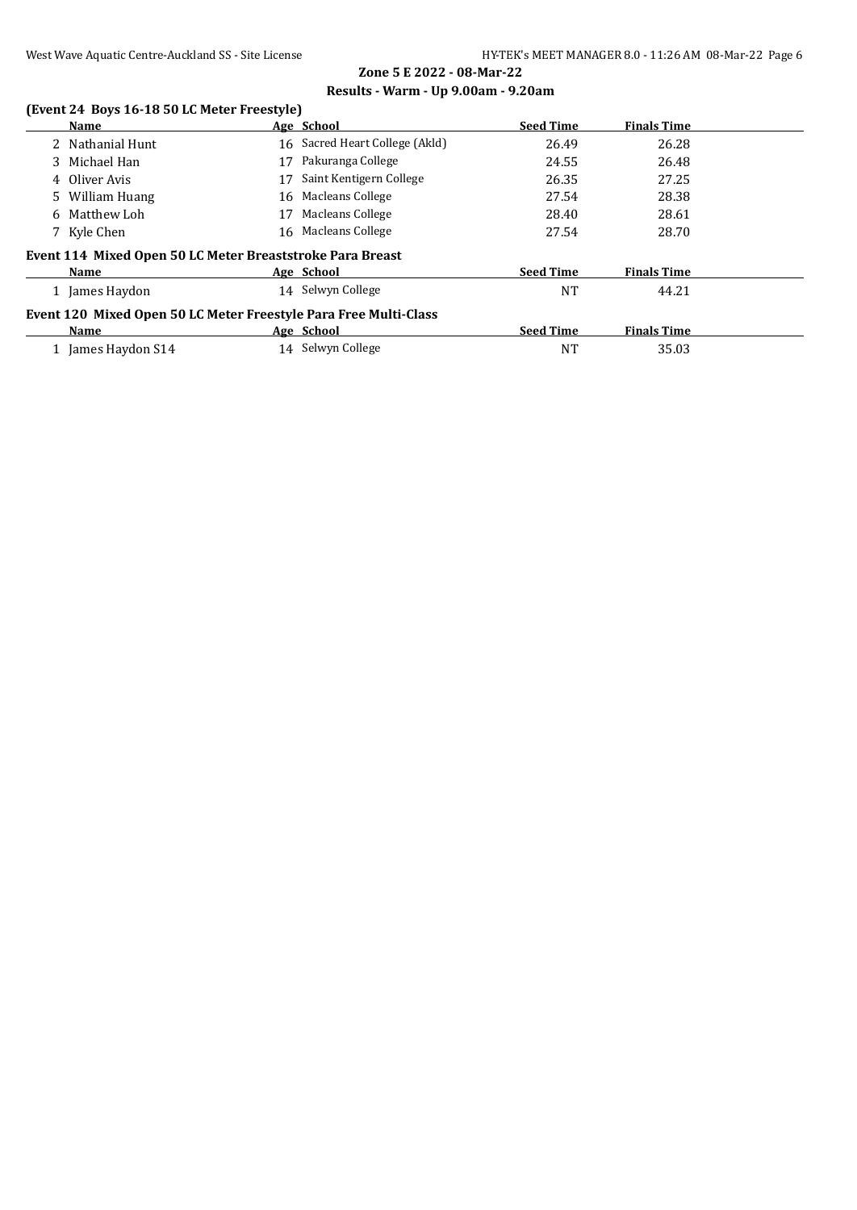## Zone 5 E 2022 - 08-Mar-22

## Results - Warm - Up 9.00am - 9.20am

### (Event 24 Boys 16-18 50 LC Meter Freestyle)

| | Name | Age | School | Seed Time | Finals Time |
|---|---|---|---|---|---|
| 2 | Nathanial Hunt | 16 | Sacred Heart College (Akld) | 26.49 | 26.28 |
| 3 | Michael Han | 17 | Pakuranga College | 24.55 | 26.48 |
| 4 | Oliver Avis | 17 | Saint Kentigern College | 26.35 | 27.25 |
| 5 | William Huang | 16 | Macleans College | 27.54 | 28.38 |
| 6 | Matthew Loh | 17 | Macleans College | 28.40 | 28.61 |
| 7 | Kyle Chen | 16 | Macleans College | 27.54 | 28.70 |

### Event 114 Mixed Open 50 LC Meter Breaststroke Para Breast

| | Name | Age | School | Seed Time | Finals Time |
|---|---|---|---|---|---|
| 1 | James Haydon | 14 | Selwyn College | NT | 44.21 |

### Event 120 Mixed Open 50 LC Meter Freestyle Para Free Multi-Class

| | Name | Age | School | Seed Time | Finals Time |
|---|---|---|---|---|---|
| 1 | James Haydon S14 | 14 | Selwyn College | NT | 35.03 |